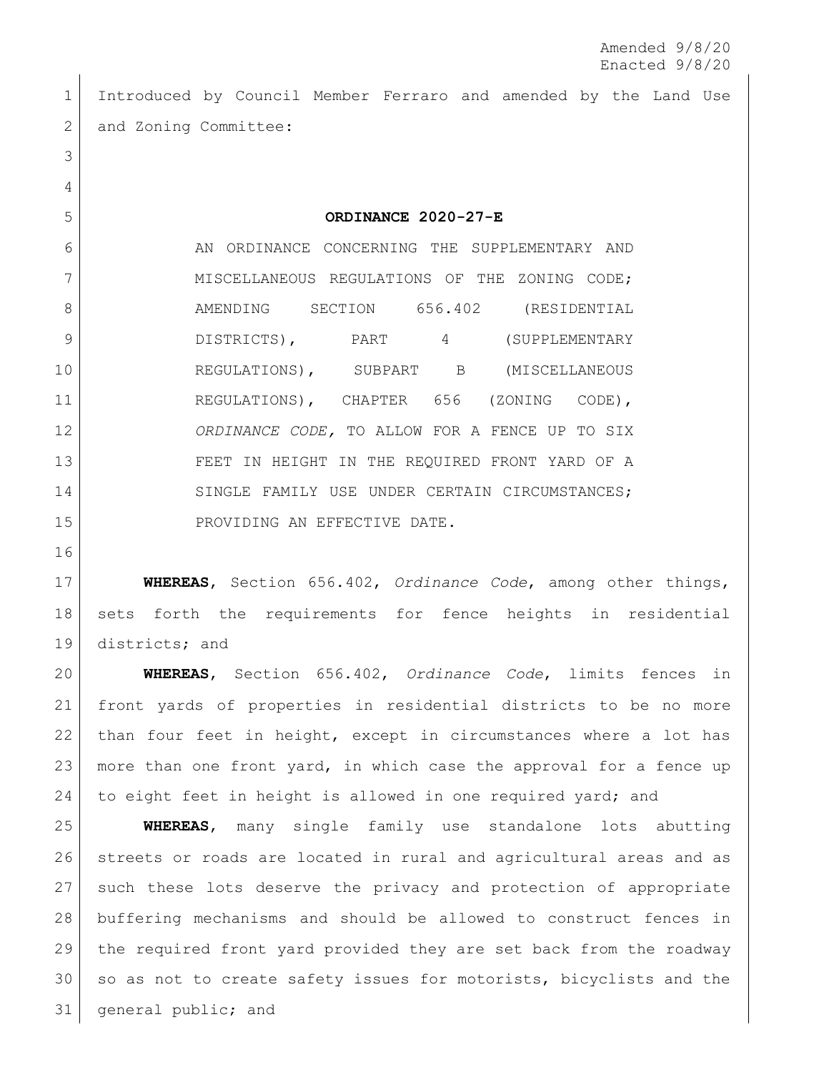Amended 9/8/20
Enacted 9/8/20

Introduced by Council Member Ferraro and amended by the Land Use and Zoning Committee:

**ORDINANCE 2020-27-E**

AN ORDINANCE CONCERNING THE SUPPLEMENTARY AND MISCELLANEOUS REGULATIONS OF THE ZONING CODE; AMENDING SECTION 656.402 (RESIDENTIAL DISTRICTS), PART 4 (SUPPLEMENTARY REGULATIONS), SUBPART B (MISCELLANEOUS REGULATIONS), CHAPTER 656 (ZONING CODE), *ORDINANCE CODE,* TO ALLOW FOR A FENCE UP TO SIX FEET IN HEIGHT IN THE REQUIRED FRONT YARD OF A SINGLE FAMILY USE UNDER CERTAIN CIRCUMSTANCES; PROVIDING AN EFFECTIVE DATE.

**WHEREAS**, Section 656.402, *Ordinance Code*, among other things, sets forth the requirements for fence heights in residential districts; and

**WHEREAS**, Section 656.402, *Ordinance Code*, limits fences in front yards of properties in residential districts to be no more than four feet in height, except in circumstances where a lot has more than one front yard, in which case the approval for a fence up to eight feet in height is allowed in one required yard; and

**WHEREAS**, many single family use standalone lots abutting streets or roads are located in rural and agricultural areas and as such these lots deserve the privacy and protection of appropriate buffering mechanisms and should be allowed to construct fences in the required front yard provided they are set back from the roadway so as not to create safety issues for motorists, bicyclists and the general public; and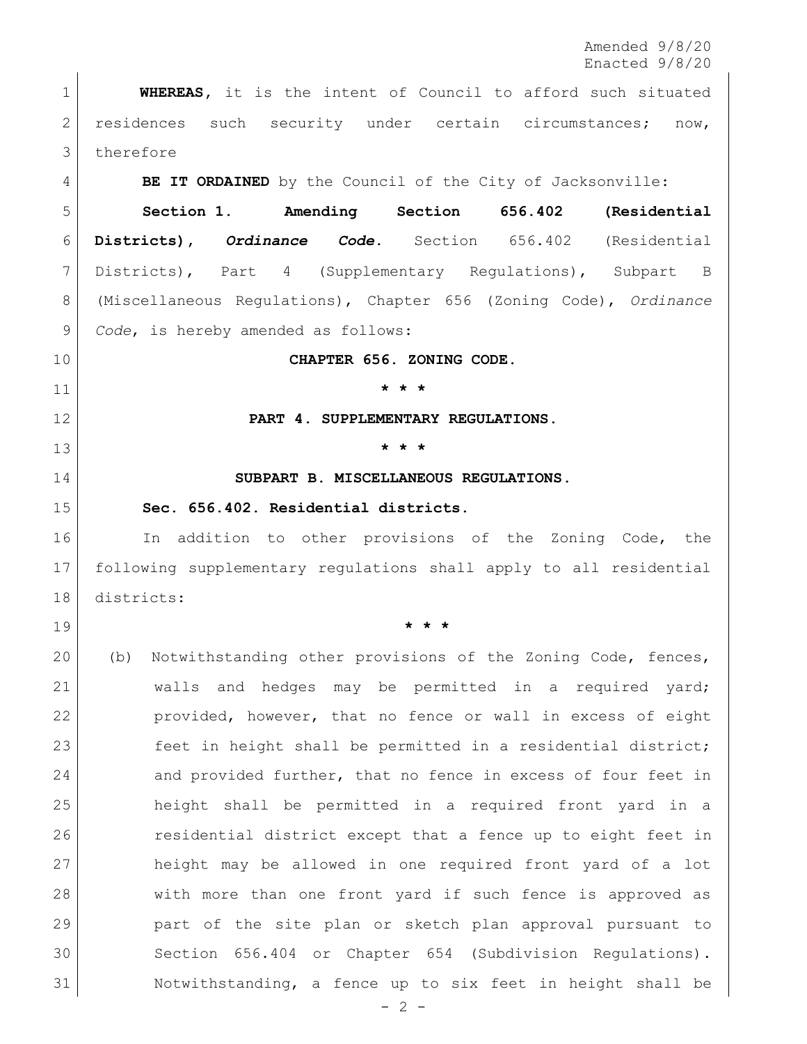**WHEREAS**, it is the intent of Council to afford such situated residences such security under certain circumstances; now, therefore

**BE IT ORDAINED** by the Council of the City of Jacksonville:

**Section 1. Amending Section 656.402 (Residential Districts), *Ordinance Code*.** Section 656.402 (Residential Districts), Part 4 (Supplementary Regulations), Subpart B (Miscellaneous Regulations), Chapter 656 (Zoning Code), *Ordinance Code*, is hereby amended as follows:

**CHAPTER 656. ZONING CODE.**

**\* \* \***

**PART 4. SUPPLEMENTARY REGULATIONS.**

**\* \* \***

**SUBPART B. MISCELLANEOUS REGULATIONS.**

**Sec. 656.402. Residential districts.**

In addition to other provisions of the Zoning Code, the following supplementary regulations shall apply to all residential districts:

**\* \* \***

(b) Notwithstanding other provisions of the Zoning Code, fences, walls and hedges may be permitted in a required yard; provided, however, that no fence or wall in excess of eight feet in height shall be permitted in a residential district; and provided further, that no fence in excess of four feet in height shall be permitted in a required front yard in a residential district except that a fence up to eight feet in height may be allowed in one required front yard of a lot with more than one front yard if such fence is approved as part of the site plan or sketch plan approval pursuant to Section 656.404 or Chapter 654 (Subdivision Regulations). Notwithstanding, a fence up to six feet in height shall be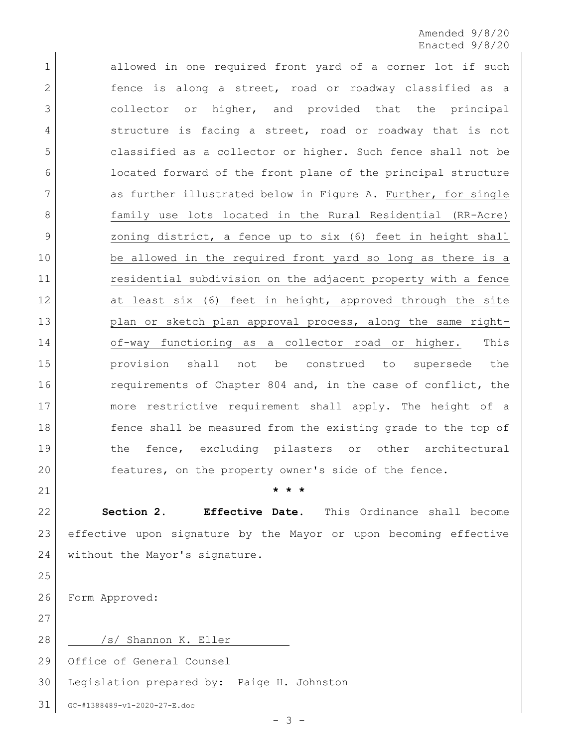allowed in one required front yard of a corner lot if such fence is along a street, road or roadway classified as a collector or higher, and provided that the principal structure is facing a street, road or roadway that is not classified as a collector or higher. Such fence shall not be located forward of the front plane of the principal structure as further illustrated below in Figure A. <u>Further, for single family use lots located in the Rural Residential (RR-Acre) zoning district, a fence up to six (6) feet in height shall be allowed in the required front yard so long as there is a residential subdivision on the adjacent property with a fence at least six (6) feet in height, approved through the site plan or sketch plan approval process, along the same right-of-way functioning as a collector road or higher.</u> This provision shall not be construed to supersede the requirements of Chapter 804 and, in the case of conflict, the more restrictive requirement shall apply. The height of a fence shall be measured from the existing grade to the top of the fence, excluding pilasters or other architectural features, on the property owner's side of the fence.

* * *

**Section 2. Effective Date.** This Ordinance shall become effective upon signature by the Mayor or upon becoming effective without the Mayor's signature.

Form Approved:

/s/ Shannon K. Eller

Office of General Counsel

Legislation prepared by: Paige H. Johnston

GC-#1388489-v1-2020-27-E.doc